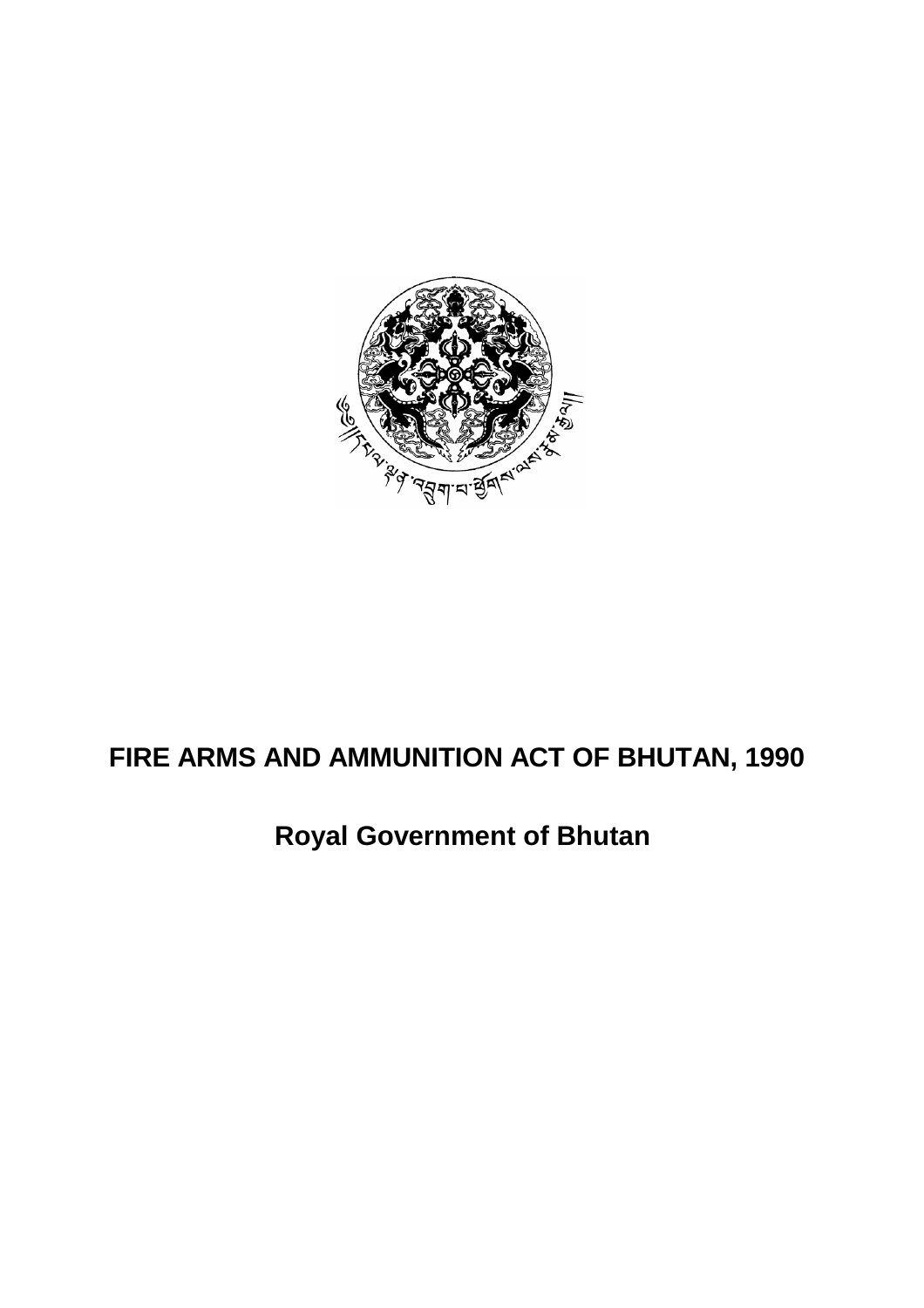# FIRE ARMS AND AMMUNITION ACT OF BHUTAN, 1990

## Royal Government of Bhutan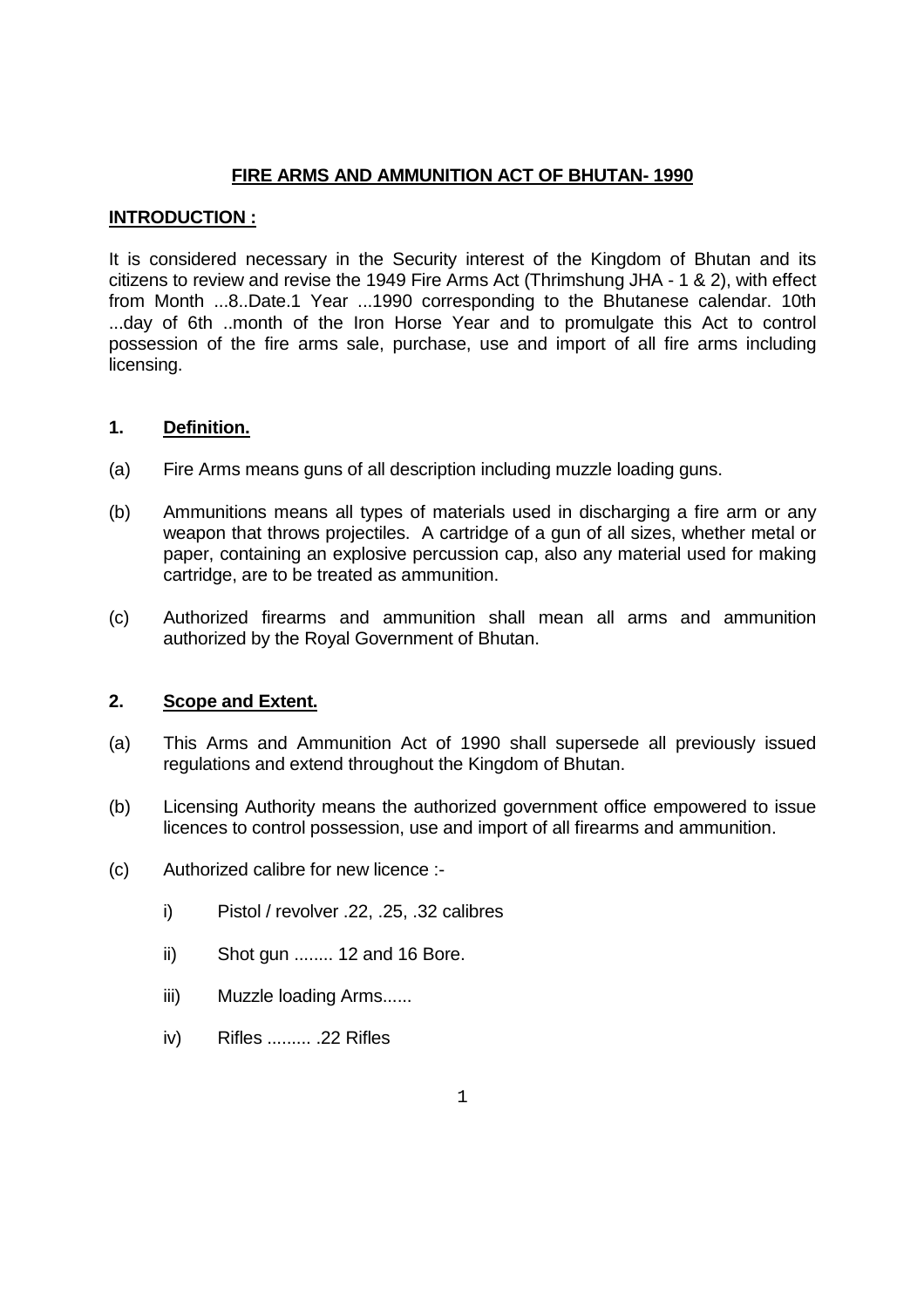# FIRE ARMS AND AMMUNITION ACT OF BHUTAN- 1990

## INTRODUCTION :

It is considered necessary in the Security interest of the Kingdom of Bhutan and its citizens to review and revise the 1949 Fire Arms Act (Thrimshung JHA - 1 & 2), with effect from Month ...8..Date.1 Year ...1990 corresponding to the Bhutanese calendar. 10th ...day of 6th ..month of the Iron Horse Year and to promulgate this Act to control possession of the fire arms sale, purchase, use and import of all fire arms including licensing.

## 1. Definition.

(a) Fire Arms means guns of all description including muzzle loading guns.

(b) Ammunitions means all types of materials used in discharging a fire arm or any weapon that throws projectiles. A cartridge of a gun of all sizes, whether metal or paper, containing an explosive percussion cap, also any material used for making cartridge, are to be treated as ammunition.

(c) Authorized firearms and ammunition shall mean all arms and ammunition authorized by the Royal Government of Bhutan.

## 2. Scope and Extent.

(a) This Arms and Ammunition Act of 1990 shall supersede all previously issued regulations and extend throughout the Kingdom of Bhutan.

(b) Licensing Authority means the authorized government office empowered to issue licences to control possession, use and import of all firearms and ammunition.

(c) Authorized calibre for new licence :-

i) Pistol / revolver .22, .25, .32 calibres

ii) Shot gun ........ 12 and 16 Bore.

iii) Muzzle loading Arms......

iv) Rifles ......... .22 Rifles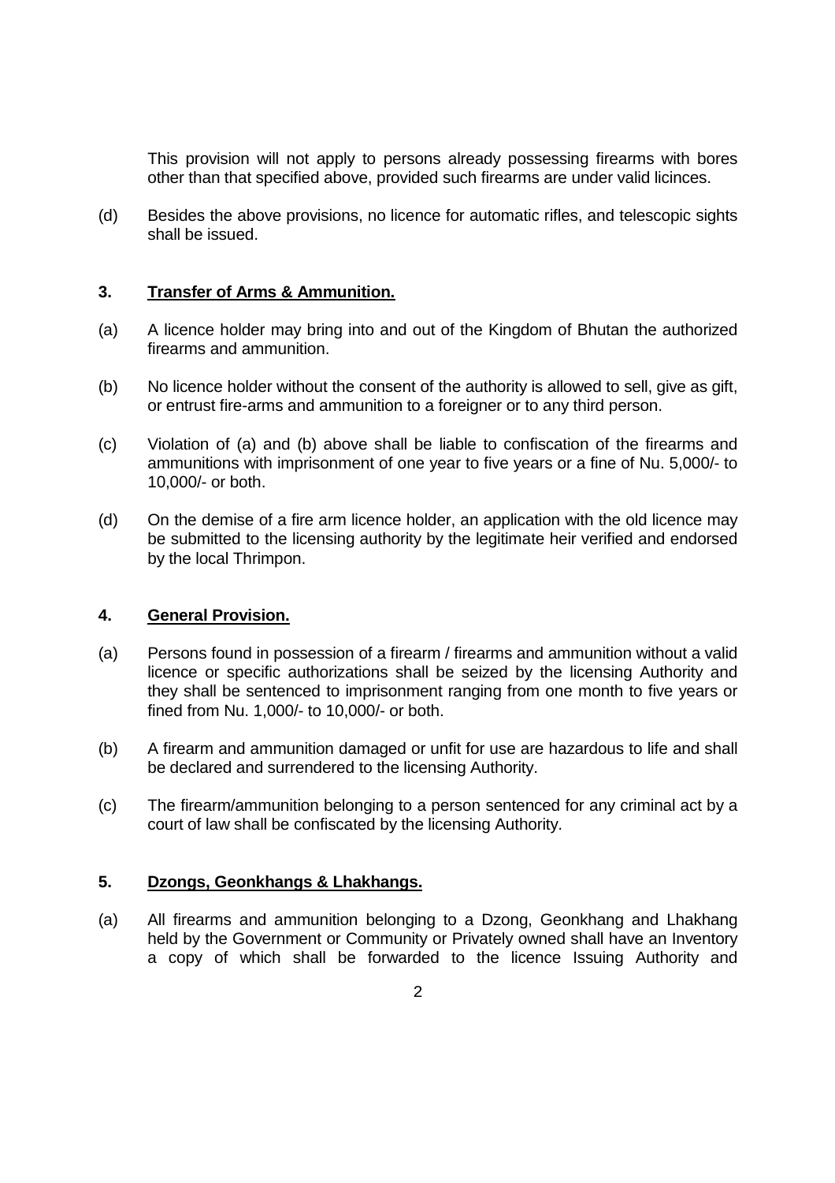This provision will not apply to persons already possessing firearms with bores other than that specified above, provided such firearms are under valid licinces.

(d) Besides the above provisions, no licence for automatic rifles, and telescopic sights shall be issued.

### 3. **Transfer of Arms & Ammunition.**

(a) A licence holder may bring into and out of the Kingdom of Bhutan the authorized firearms and ammunition.

(b) No licence holder without the consent of the authority is allowed to sell, give as gift, or entrust fire-arms and ammunition to a foreigner or to any third person.

(c) Violation of (a) and (b) above shall be liable to confiscation of the firearms and ammunitions with imprisonment of one year to five years or a fine of Nu. 5,000/- to 10,000/- or both.

(d) On the demise of a fire arm licence holder, an application with the old licence may be submitted to the licensing authority by the legitimate heir verified and endorsed by the local Thrimpon.

### 4. **General Provision.**

(a) Persons found in possession of a firearm / firearms and ammunition without a valid licence or specific authorizations shall be seized by the licensing Authority and they shall be sentenced to imprisonment ranging from one month to five years or fined from Nu. 1,000/- to 10,000/- or both.

(b) A firearm and ammunition damaged or unfit for use are hazardous to life and shall be declared and surrendered to the licensing Authority.

(c) The firearm/ammunition belonging to a person sentenced for any criminal act by a court of law shall be confiscated by the licensing Authority.

### 5. **Dzongs, Geonkhangs & Lhakhangs.**

(a) All firearms and ammunition belonging to a Dzong, Geonkhang and Lhakhang held by the Government or Community or Privately owned shall have an Inventory a copy of which shall be forwarded to the licence Issuing Authority and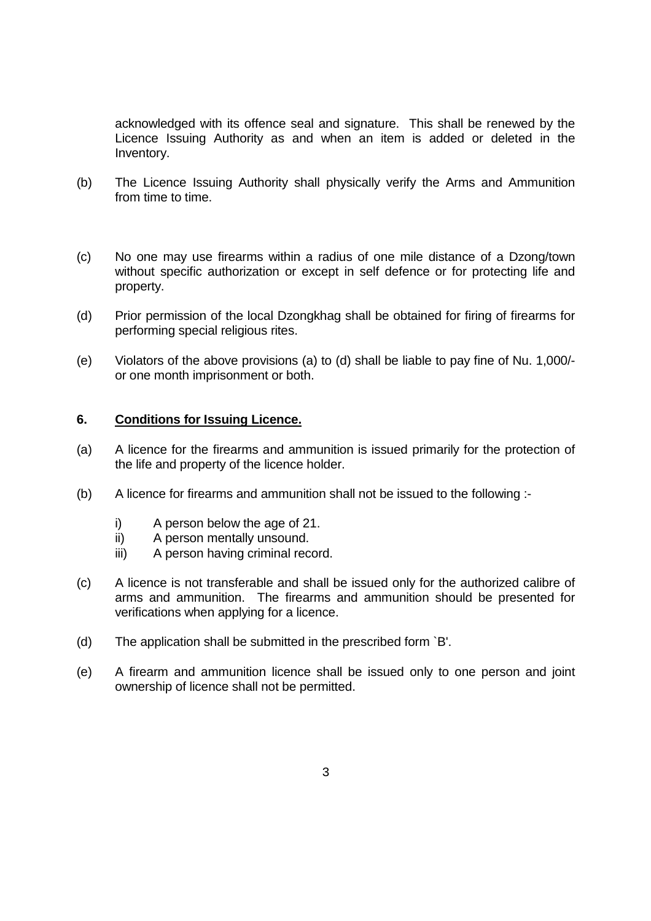acknowledged with its offence seal and signature. This shall be renewed by the Licence Issuing Authority as and when an item is added or deleted in the Inventory.

(b) The Licence Issuing Authority shall physically verify the Arms and Ammunition from time to time.

(c) No one may use firearms within a radius of one mile distance of a Dzong/town without specific authorization or except in self defence or for protecting life and property.

(d) Prior permission of the local Dzongkhag shall be obtained for firing of firearms for performing special religious rites.

(e) Violators of the above provisions (a) to (d) shall be liable to pay fine of Nu. 1,000/- or one month imprisonment or both.

**6. <u>Conditions for Issuing Licence.</u>**

(a) A licence for the firearms and ammunition is issued primarily for the protection of the life and property of the licence holder.

(b) A licence for firearms and ammunition shall not be issued to the following :-

- i) A person below the age of 21.
- ii) A person mentally unsound.
- iii) A person having criminal record.

(c) A licence is not transferable and shall be issued only for the authorized calibre of arms and ammunition. The firearms and ammunition should be presented for verifications when applying for a licence.

(d) The application shall be submitted in the prescribed form `B'.

(e) A firearm and ammunition licence shall be issued only to one person and joint ownership of licence shall not be permitted.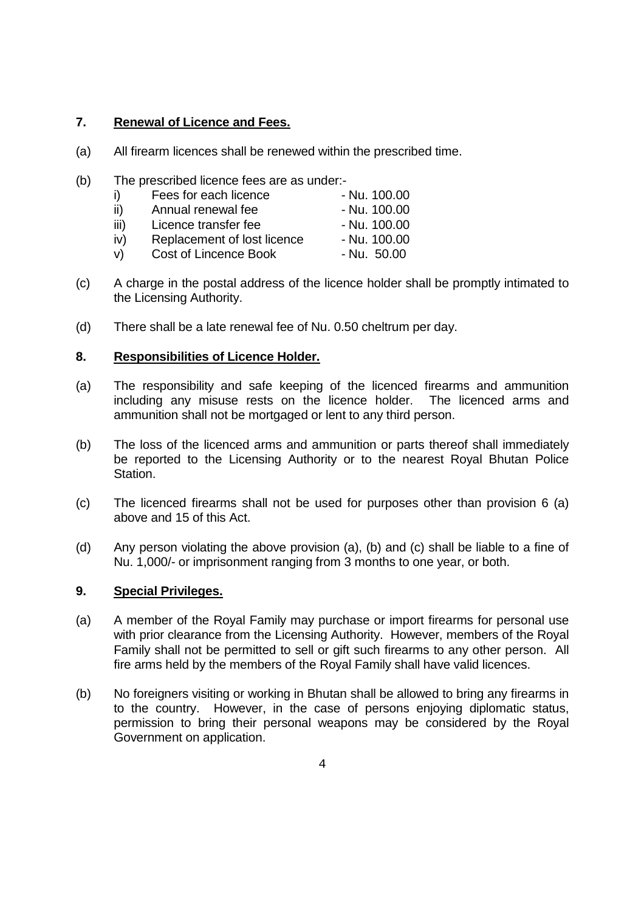**7. Renewal of Licence and Fees.**

(a) All firearm licences shall be renewed within the prescribed time.

(b) The prescribed licence fees are as under:-

| | | |
|---|---|---|
| i) | Fees for each licence | - Nu. 100.00 |
| ii) | Annual renewal fee | - Nu. 100.00 |
| iii) | Licence transfer fee | - Nu. 100.00 |
| iv) | Replacement of lost licence | - Nu. 100.00 |
| v) | Cost of Lincence Book | - Nu. 50.00 |

(c) A charge in the postal address of the licence holder shall be promptly intimated to the Licensing Authority.

(d) There shall be a late renewal fee of Nu. 0.50 cheltrum per day.

**8. Responsibilities of Licence Holder.**

(a) The responsibility and safe keeping of the licenced firearms and ammunition including any misuse rests on the licence holder. The licenced arms and ammunition shall not be mortgaged or lent to any third person.

(b) The loss of the licenced arms and ammunition or parts thereof shall immediately be reported to the Licensing Authority or to the nearest Royal Bhutan Police Station.

(c) The licenced firearms shall not be used for purposes other than provision 6 (a) above and 15 of this Act.

(d) Any person violating the above provision (a), (b) and (c) shall be liable to a fine of Nu. 1,000/- or imprisonment ranging from 3 months to one year, or both.

**9. Special Privileges.**

(a) A member of the Royal Family may purchase or import firearms for personal use with prior clearance from the Licensing Authority. However, members of the Royal Family shall not be permitted to sell or gift such firearms to any other person. All fire arms held by the members of the Royal Family shall have valid licences.

(b) No foreigners visiting or working in Bhutan shall be allowed to bring any firearms in to the country. However, in the case of persons enjoying diplomatic status, permission to bring their personal weapons may be considered by the Royal Government on application.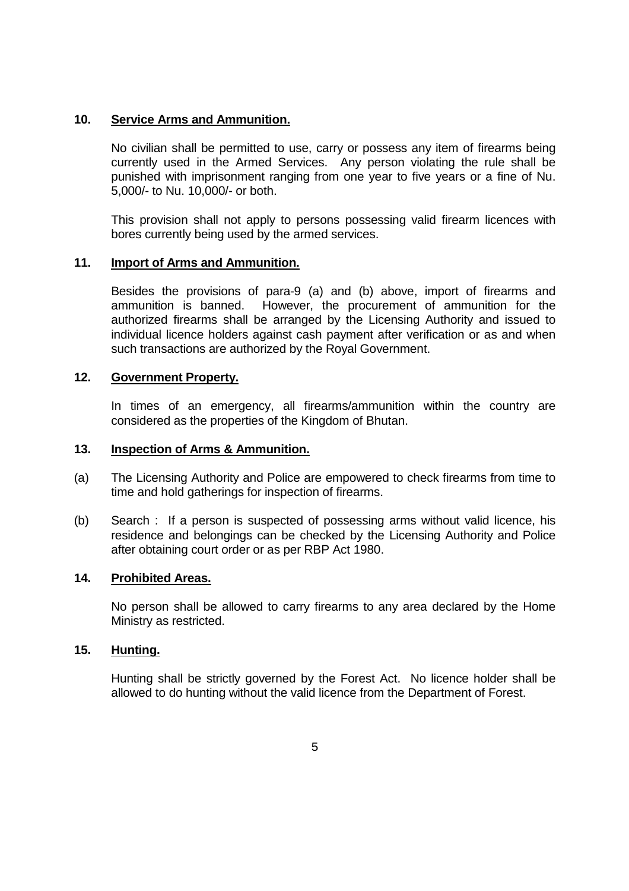**10. Service Arms and Ammunition.**

No civilian shall be permitted to use, carry or possess any item of firearms being currently used in the Armed Services. Any person violating the rule shall be punished with imprisonment ranging from one year to five years or a fine of Nu. 5,000/- to Nu. 10,000/- or both.

This provision shall not apply to persons possessing valid firearm licences with bores currently being used by the armed services.

**11. Import of Arms and Ammunition.**

Besides the provisions of para-9 (a) and (b) above, import of firearms and ammunition is banned. However, the procurement of ammunition for the authorized firearms shall be arranged by the Licensing Authority and issued to individual licence holders against cash payment after verification or as and when such transactions are authorized by the Royal Government.

**12. Government Property.**

In times of an emergency, all firearms/ammunition within the country are considered as the properties of the Kingdom of Bhutan.

**13. Inspection of Arms & Ammunition.**

(a) The Licensing Authority and Police are empowered to check firearms from time to time and hold gatherings for inspection of firearms.

(b) Search : If a person is suspected of possessing arms without valid licence, his residence and belongings can be checked by the Licensing Authority and Police after obtaining court order or as per RBP Act 1980.

**14. Prohibited Areas.**

No person shall be allowed to carry firearms to any area declared by the Home Ministry as restricted.

**15. Hunting.**

Hunting shall be strictly governed by the Forest Act. No licence holder shall be allowed to do hunting without the valid licence from the Department of Forest.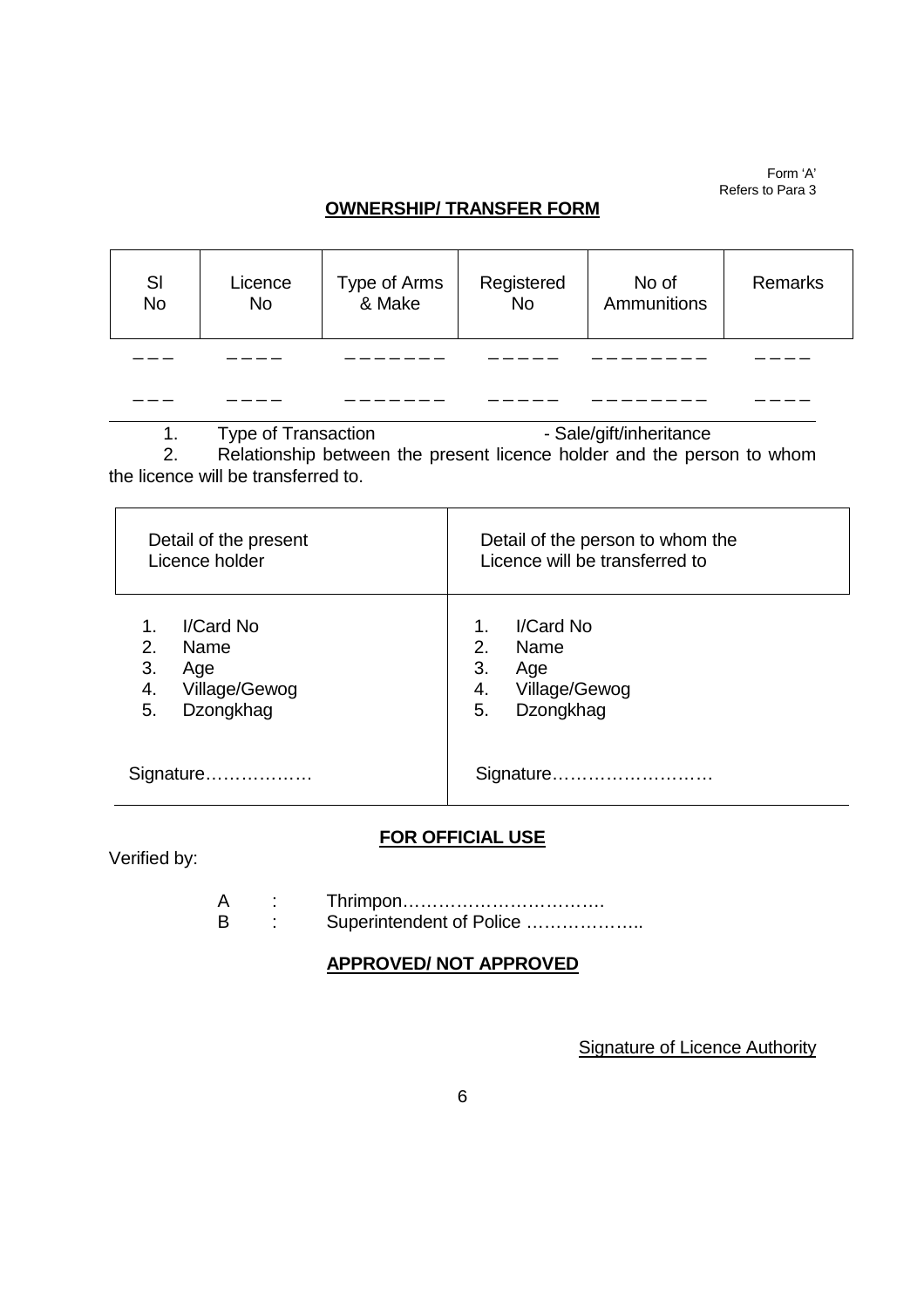Form 'A'
Refers to Para 3

## OWNERSHIP/ TRANSFER FORM

| Sl No | Licence No | Type of Arms & Make | Registered No | No of Ammunitions | Remarks |
|---|---|---|---|---|---|
| – – – | – – – – | – – – – – – – | – – – – – | – – – – – – – – | – – – – |
| – – – | – – – – | – – – – – – – | – – – – – | – – – – – – – – | – – – – |

1. Type of Transaction - Sale/gift/inheritance
2. Relationship between the present licence holder and the person to whom the licence will be transferred to.

| Detail of the present Licence holder | Detail of the person to whom the Licence will be transferred to |
|---|---|
| 1. I/Card No<br>2. Name<br>3. Age<br>4. Village/Gewog<br>5. Dzongkhag<br><br>Signature……………… | 1. I/Card No<br>2. Name<br>3. Age<br>4. Village/Gewog<br>5. Dzongkhag<br><br>Signature……………………… |

**FOR OFFICIAL USE**

Verified by:

A : Thrimpon…………………………….
B : Superintendent of Police ………………..

**APPROVED/ NOT APPROVED**

Signature of Licence Authority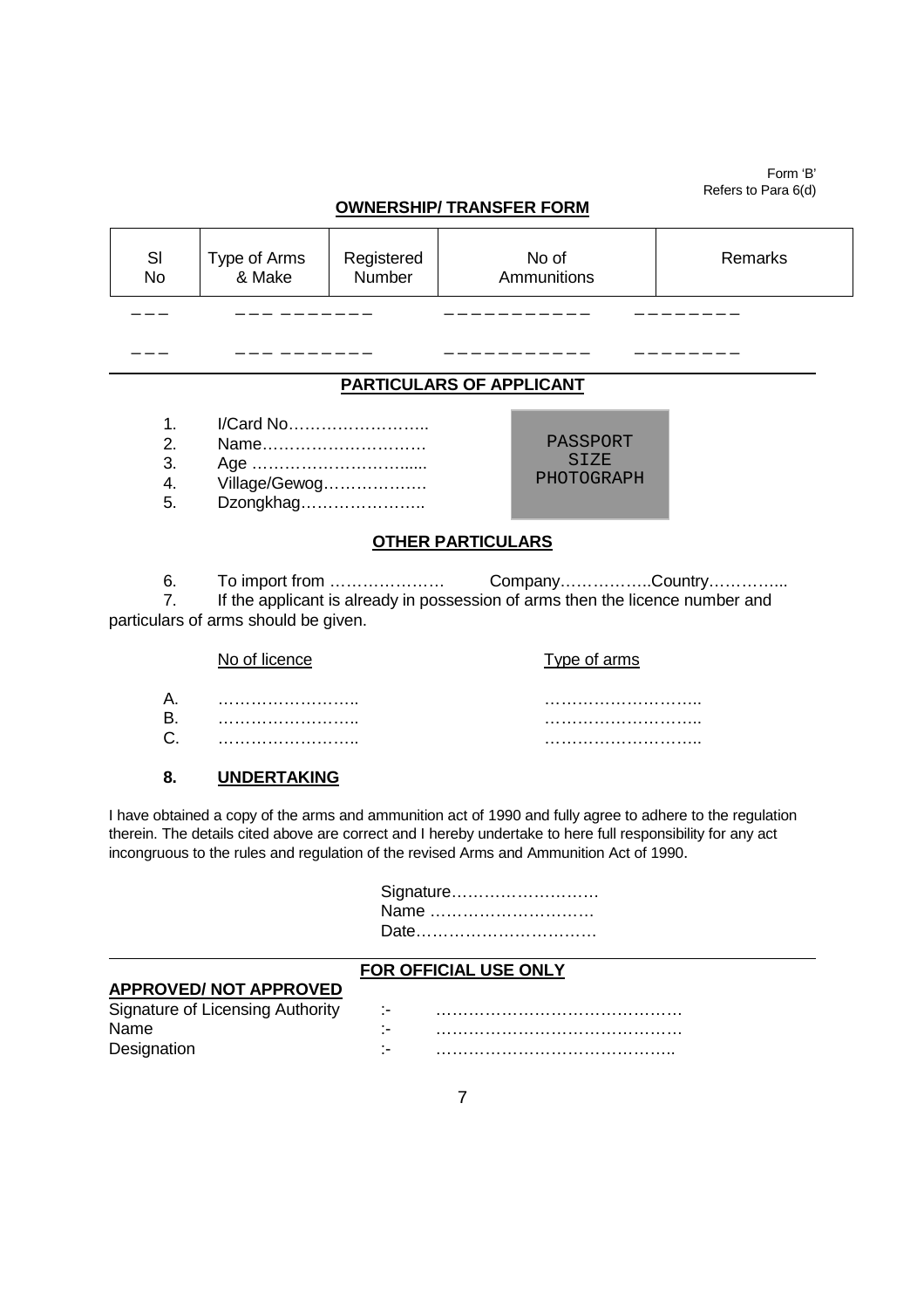Form 'B'
Refers to Para 6(d)

## OWNERSHIP/ TRANSFER FORM

| Sl No | Type of Arms & Make | Registered Number | No of Ammunitions | Remarks |
|---|---|---|---|---|
| ___ | ___ | _______ | ___________ | ________ |
| ___ | ___ | _______ | ___________ | ________ |

## PARTICULARS OF APPLICANT

1. I/Card No……………………..
2. Name…………………………
3. Age …………………….......
4. Village/Gewog……………….
5. Dzongkhag…………………..

PASSPORT SIZE PHOTOGRAPH

## OTHER PARTICULARS

6. To import from ………………… Company……………..Country…………..
7. If the applicant is already in possession of arms then the licence number and particulars of arms should be given.

| No of licence | Type of arms |
|---|---|
| A. …………………….. | ……………………….. |
| B. …………………….. | ……………………….. |
| C. …………………….. | ……………………….. |

### 8. UNDERTAKING

I have obtained a copy of the arms and ammunition act of 1990 and fully agree to adhere to the regulation therein. The details cited above are correct and I hereby undertake to here full responsibility for any act incongruous to the rules and regulation of the revised Arms and Ammunition Act of 1990.

Signature………………………
Name …………………………
Date……………………………

## FOR OFFICIAL USE ONLY

**APPROVED/ NOT APPROVED**

Signature of Licensing Authority :- ………………………………………
Name :- ………………………………………
Designation :- ……………………………………..